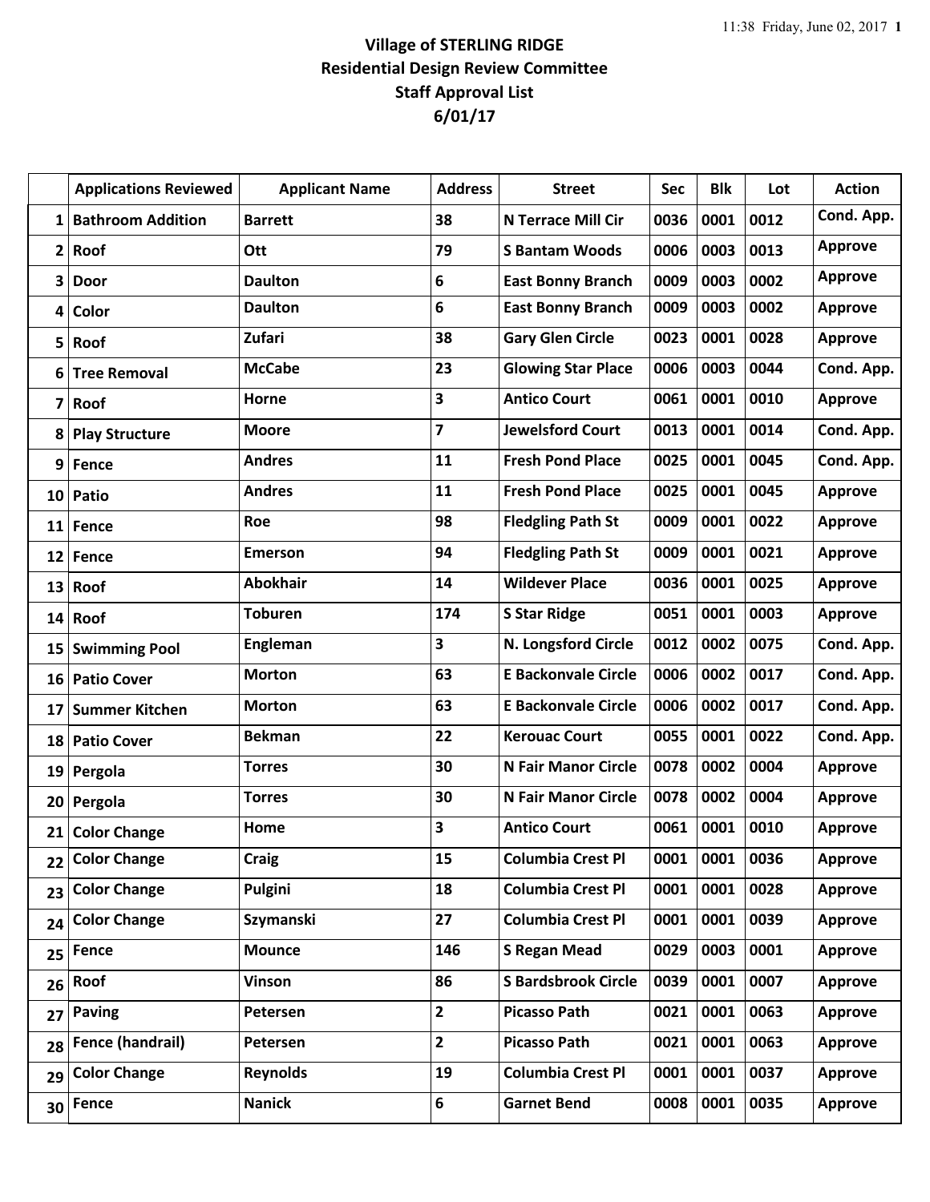# Village of STERLING RIDGE
## Residential Design Review Committee
## Staff Approval List
## 6/01/17

| | Applications Reviewed | Applicant Name | Address | Street | Sec | Blk | Lot | Action |
|---|---|---|---|---|---|---|---|---|
| 1 | Bathroom Addition | Barrett | 38 | N Terrace Mill Cir | 0036 | 0001 | 0012 | Cond. App. |
| 2 | Roof | Ott | 79 | S Bantam Woods | 0006 | 0003 | 0013 | Approve |
| 3 | Door | Daulton | 6 | East Bonny Branch | 0009 | 0003 | 0002 | Approve |
| 4 | Color | Daulton | 6 | East Bonny Branch | 0009 | 0003 | 0002 | Approve |
| 5 | Roof | Zufari | 38 | Gary Glen Circle | 0023 | 0001 | 0028 | Approve |
| 6 | Tree Removal | McCabe | 23 | Glowing Star Place | 0006 | 0003 | 0044 | Cond. App. |
| 7 | Roof | Horne | 3 | Antico Court | 0061 | 0001 | 0010 | Approve |
| 8 | Play Structure | Moore | 7 | Jewelsford Court | 0013 | 0001 | 0014 | Cond. App. |
| 9 | Fence | Andres | 11 | Fresh Pond Place | 0025 | 0001 | 0045 | Cond. App. |
| 10 | Patio | Andres | 11 | Fresh Pond Place | 0025 | 0001 | 0045 | Approve |
| 11 | Fence | Roe | 98 | Fledgling Path St | 0009 | 0001 | 0022 | Approve |
| 12 | Fence | Emerson | 94 | Fledgling Path St | 0009 | 0001 | 0021 | Approve |
| 13 | Roof | Abokhair | 14 | Wildever Place | 0036 | 0001 | 0025 | Approve |
| 14 | Roof | Toburen | 174 | S Star Ridge | 0051 | 0001 | 0003 | Approve |
| 15 | Swimming Pool | Engleman | 3 | N. Longsford Circle | 0012 | 0002 | 0075 | Cond. App. |
| 16 | Patio Cover | Morton | 63 | E Backonvale Circle | 0006 | 0002 | 0017 | Cond. App. |
| 17 | Summer Kitchen | Morton | 63 | E Backonvale Circle | 0006 | 0002 | 0017 | Cond. App. |
| 18 | Patio Cover | Bekman | 22 | Kerouac Court | 0055 | 0001 | 0022 | Cond. App. |
| 19 | Pergola | Torres | 30 | N Fair Manor Circle | 0078 | 0002 | 0004 | Approve |
| 20 | Pergola | Torres | 30 | N Fair Manor Circle | 0078 | 0002 | 0004 | Approve |
| 21 | Color Change | Home | 3 | Antico Court | 0061 | 0001 | 0010 | Approve |
| 22 | Color Change | Craig | 15 | Columbia Crest Pl | 0001 | 0001 | 0036 | Approve |
| 23 | Color Change | Pulgini | 18 | Columbia Crest Pl | 0001 | 0001 | 0028 | Approve |
| 24 | Color Change | Szymanski | 27 | Columbia Crest Pl | 0001 | 0001 | 0039 | Approve |
| 25 | Fence | Mounce | 146 | S Regan Mead | 0029 | 0003 | 0001 | Approve |
| 26 | Roof | Vinson | 86 | S Bardsbrook Circle | 0039 | 0001 | 0007 | Approve |
| 27 | Paving | Petersen | 2 | Picasso Path | 0021 | 0001 | 0063 | Approve |
| 28 | Fence (handrail) | Petersen | 2 | Picasso Path | 0021 | 0001 | 0063 | Approve |
| 29 | Color Change | Reynolds | 19 | Columbia Crest Pl | 0001 | 0001 | 0037 | Approve |
| 30 | Fence | Nanick | 6 | Garnet Bend | 0008 | 0001 | 0035 | Approve |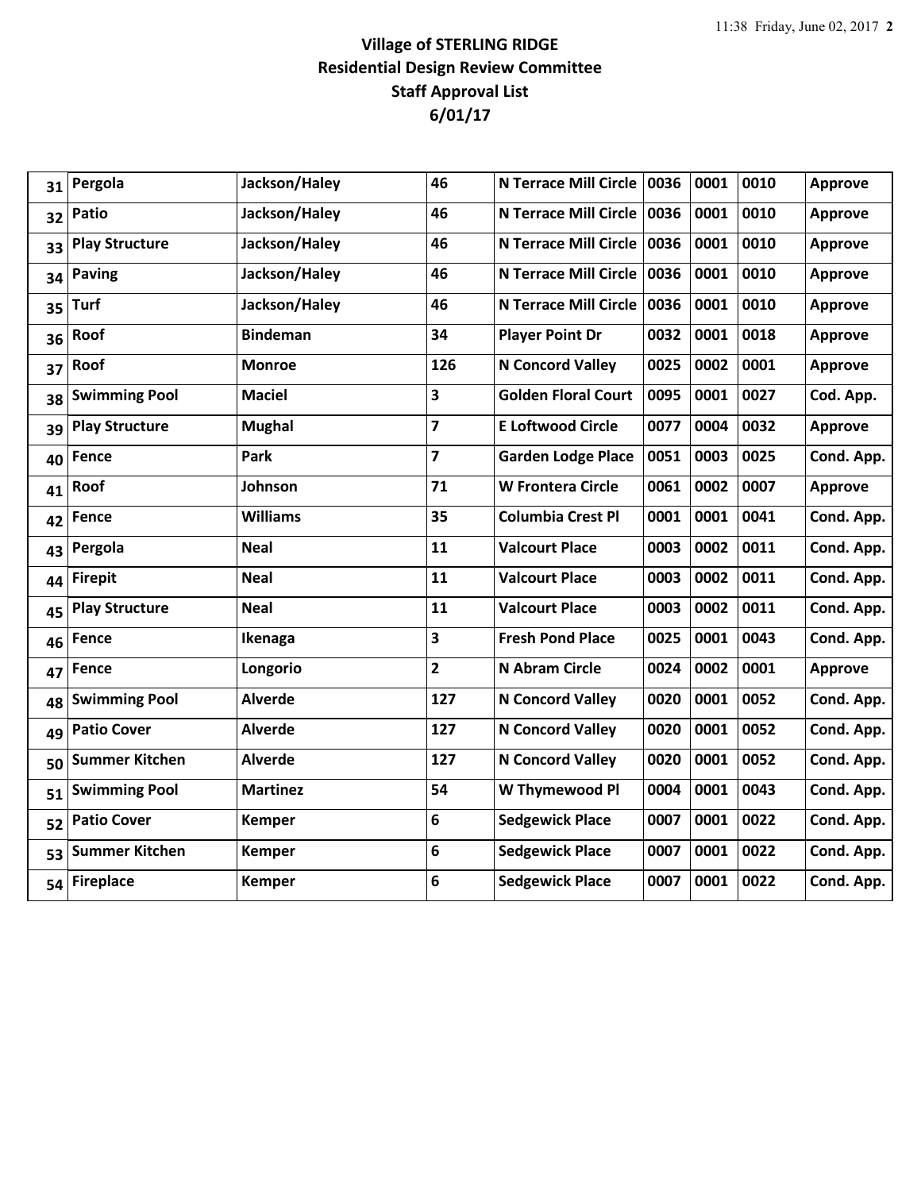**Village of STERLING RIDGE**
**Residential Design Review Committee**
**Staff Approval List**
**6/01/17**

| | | | | | | | | |
|---|---|---|---|---|---|---|---|---|
| 31 | Pergola | Jackson/Haley | 46 | N Terrace Mill Circle | 0036 | 0001 | 0010 | Approve |
| 32 | Patio | Jackson/Haley | 46 | N Terrace Mill Circle | 0036 | 0001 | 0010 | Approve |
| 33 | Play Structure | Jackson/Haley | 46 | N Terrace Mill Circle | 0036 | 0001 | 0010 | Approve |
| 34 | Paving | Jackson/Haley | 46 | N Terrace Mill Circle | 0036 | 0001 | 0010 | Approve |
| 35 | Turf | Jackson/Haley | 46 | N Terrace Mill Circle | 0036 | 0001 | 0010 | Approve |
| 36 | Roof | Bindeman | 34 | Player Point Dr | 0032 | 0001 | 0018 | Approve |
| 37 | Roof | Monroe | 126 | N Concord Valley | 0025 | 0002 | 0001 | Approve |
| 38 | Swimming Pool | Maciel | 3 | Golden Floral Court | 0095 | 0001 | 0027 | Cod. App. |
| 39 | Play Structure | Mughal | 7 | E Loftwood Circle | 0077 | 0004 | 0032 | Approve |
| 40 | Fence | Park | 7 | Garden Lodge Place | 0051 | 0003 | 0025 | Cond. App. |
| 41 | Roof | Johnson | 71 | W Frontera Circle | 0061 | 0002 | 0007 | Approve |
| 42 | Fence | Williams | 35 | Columbia Crest Pl | 0001 | 0001 | 0041 | Cond. App. |
| 43 | Pergola | Neal | 11 | Valcourt Place | 0003 | 0002 | 0011 | Cond. App. |
| 44 | Firepit | Neal | 11 | Valcourt Place | 0003 | 0002 | 0011 | Cond. App. |
| 45 | Play Structure | Neal | 11 | Valcourt Place | 0003 | 0002 | 0011 | Cond. App. |
| 46 | Fence | Ikenaga | 3 | Fresh Pond Place | 0025 | 0001 | 0043 | Cond. App. |
| 47 | Fence | Longorio | 2 | N Abram Circle | 0024 | 0002 | 0001 | Approve |
| 48 | Swimming Pool | Alverde | 127 | N Concord Valley | 0020 | 0001 | 0052 | Cond. App. |
| 49 | Patio Cover | Alverde | 127 | N Concord Valley | 0020 | 0001 | 0052 | Cond. App. |
| 50 | Summer Kitchen | Alverde | 127 | N Concord Valley | 0020 | 0001 | 0052 | Cond. App. |
| 51 | Swimming Pool | Martinez | 54 | W Thymewood Pl | 0004 | 0001 | 0043 | Cond. App. |
| 52 | Patio Cover | Kemper | 6 | Sedgewick Place | 0007 | 0001 | 0022 | Cond. App. |
| 53 | Summer Kitchen | Kemper | 6 | Sedgewick Place | 0007 | 0001 | 0022 | Cond. App. |
| 54 | Fireplace | Kemper | 6 | Sedgewick Place | 0007 | 0001 | 0022 | Cond. App. |